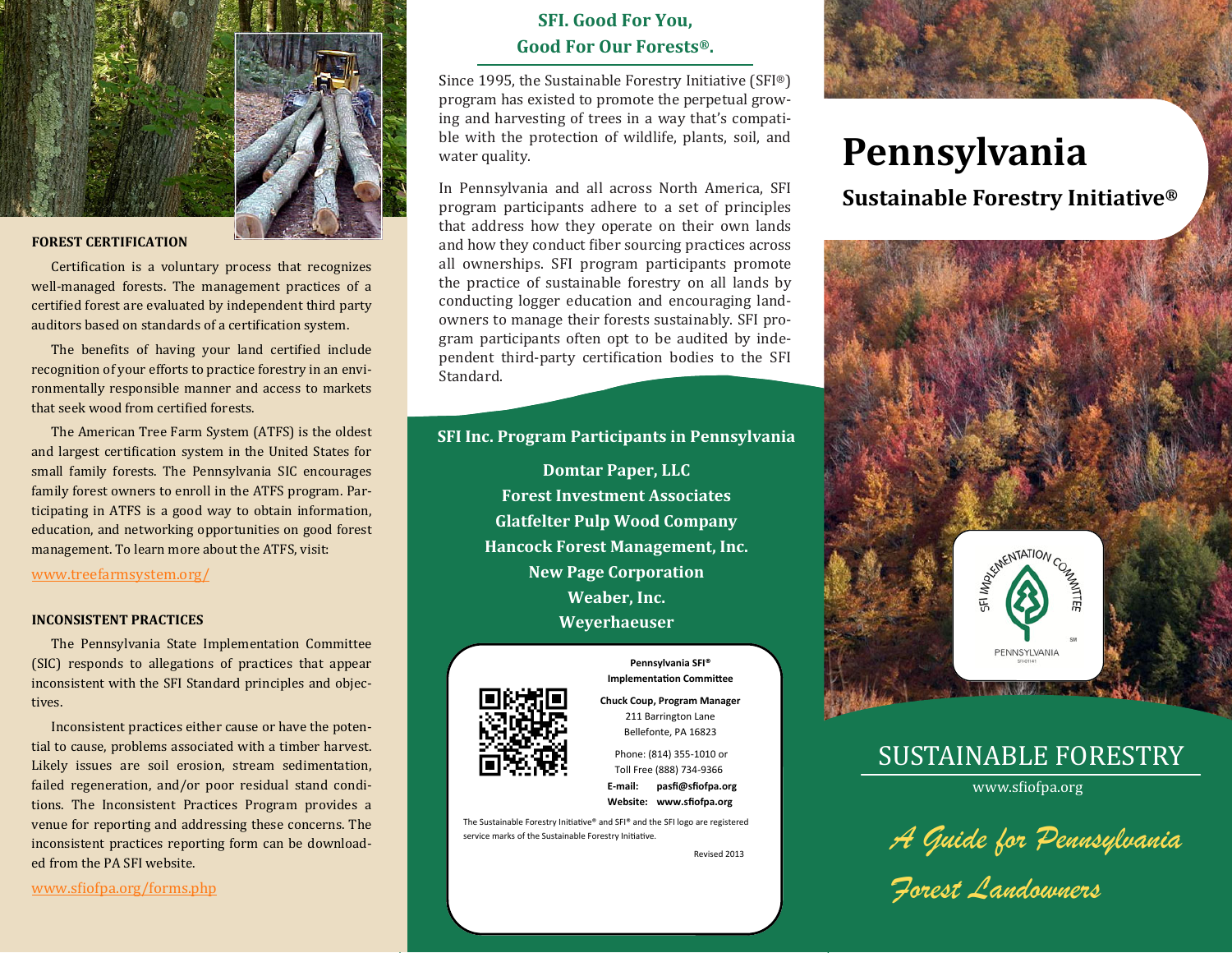### FOREST CERTIFICATION

Certification is a voluntary process that recognizes well-managed forests. The management practices of a certified forest are evaluated by independent third party auditors based on standards of a certification system.

The benefits of having your land certified include recognition of your efforts to practice forestry in an environmentally responsible manner and access to markets that seek wood from certified forests.

The American Tree Farm System (ATFS) is the oldest and largest certification system in the United States for small family forests. The Pennsylvania SIC encourages family forest owners to enroll in the ATFS program. Participating in ATFS is a good way to obtain information, education, and networking opportunities on good forest management. To learn more about the ATFS, visit:

www.treefarmsystem.org/

### INCONSISTENT PRACTICES

The Pennsylvania State Implementation Committee (SIC) responds to allegations of practices that appear inconsistent with the SFI Standard principles and objectives.

Inconsistent practices either cause or have the potential to cause, problems associated with a timber harvest. Likely issues are soil erosion, stream sedimentation, failed regeneration, and/or poor residual stand conditions. The Inconsistent Practices Program provides a venue for reporting and addressing these concerns. The inconsistent practices reporting form can be downloaded from the PA SFI website.

www.sfiofpa.org/forms.php

## SFI. Good For You, Good For Our Forests®.

Since 1995, the Sustainable Forestry Initiative (SFI®) program has existed to promote the perpetual growing and harvesting of trees in a way that's compatible with the protection of wildlife, plants, soil, and water quality.

In Pennsylvania and all across North America, SFI program participants adhere to a set of principles that address how they operate on their own lands and how they conduct fiber sourcing practices across all ownerships. SFI program participants promote the practice of sustainable forestry on all lands by conducting logger education and encouraging landowners to manage their forests sustainably. SFI program participants often opt to be audited by independent third-party certification bodies to the SFI Standard.

### SFI Inc. Program Participants in Pennsylvania

**Domtar Paper, LLC**
**Forest Investment Associates**
**Glatfelter Pulp Wood Company**
**Hancock Forest Management, Inc.**
**New Page Corporation**
**Weaber, Inc.**
**Weyerhaeuser**

**Pennsylvania SFI® Implementation Committee**

**Chuck Coup, Program Manager**
211 Barrington Lane
Bellefonte, PA 16823

Phone: (814) 355-1010 or
Toll Free (888) 734-9366

**E-mail:** **pasfi@sfiofpa.org**
**Website:** **www.sfiofpa.org**

The Sustainable Forestry Initiative® and SFI® and the SFI logo are registered service marks of the Sustainable Forestry Initiative.

Revised 2013

# Pennsylvania

## Sustainable Forestry Initiative®

SFI Implementation Committee
PENNSYLVANIA

## SUSTAINABLE FORESTRY

www.sfiofpa.org

*A Guide for Pennsylvania Forest Landowners*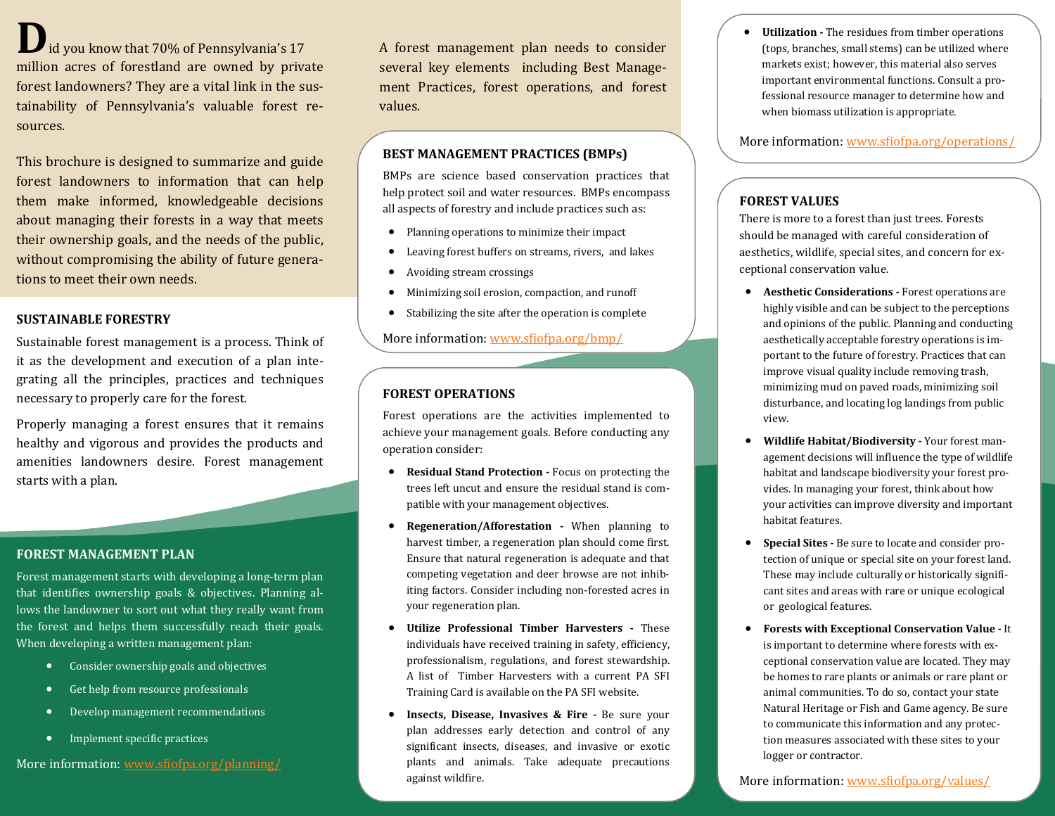**D**id you know that 70% of Pennsylvania's 17 million acres of forestland are owned by private forest landowners? They are a vital link in the sustainability of Pennsylvania's valuable forest resources.

This brochure is designed to summarize and guide forest landowners to information that can help them make informed, knowledgeable decisions about managing their forests in a way that meets their ownership goals, and the needs of the public, without compromising the ability of future generations to meet their own needs.

## SUSTAINABLE FORESTRY

Sustainable forest management is a process. Think of it as the development and execution of a plan integrating all the principles, practices and techniques necessary to properly care for the forest.

Properly managing a forest ensures that it remains healthy and vigorous and provides the products and amenities landowners desire. Forest management starts with a plan.

## FOREST MANAGEMENT PLAN

Forest management starts with developing a long-term plan that identifies ownership goals & objectives. Planning allows the landowner to sort out what they really want from the forest and helps them successfully reach their goals. When developing a written management plan:

- Consider ownership goals and objectives
- Get help from resource professionals
- Develop management recommendations
- Implement specific practices

More information: www.sfiofpa.org/planning/

A forest management plan needs to consider several key elements including Best Management Practices, forest operations, and forest values.

## BEST MANAGEMENT PRACTICES (BMPs)

BMPs are science based conservation practices that help protect soil and water resources. BMPs encompass all aspects of forestry and include practices such as:

- Planning operations to minimize their impact
- Leaving forest buffers on streams, rivers, and lakes
- Avoiding stream crossings
- Minimizing soil erosion, compaction, and runoff
- Stabilizing the site after the operation is complete

More information: www.sfiofpa.org/bmp/

## FOREST OPERATIONS

Forest operations are the activities implemented to achieve your management goals. Before conducting any operation consider:

- **Residual Stand Protection -** Focus on protecting the trees left uncut and ensure the residual stand is compatible with your management objectives.
- **Regeneration/Afforestation -** When planning to harvest timber, a regeneration plan should come first. Ensure that natural regeneration is adequate and that competing vegetation and deer browse are not inhibiting factors. Consider including non-forested acres in your regeneration plan.
- **Utilize Professional Timber Harvesters -** These individuals have received training in safety, efficiency, professionalism, regulations, and forest stewardship. A list of Timber Harvesters with a current PA SFI Training Card is available on the PA SFI website.
- **Insects, Disease, Invasives & Fire -** Be sure your plan addresses early detection and control of any significant insects, diseases, and invasive or exotic plants and animals. Take adequate precautions against wildfire.
- **Utilization -** The residues from timber operations (tops, branches, small stems) can be utilized where markets exist; however, this material also serves important environmental functions. Consult a professional resource manager to determine how and when biomass utilization is appropriate.

More information: www.sfiofpa.org/operations/

## FOREST VALUES

There is more to a forest than just trees. Forests should be managed with careful consideration of aesthetics, wildlife, special sites, and concern for exceptional conservation value.

- **Aesthetic Considerations -** Forest operations are highly visible and can be subject to the perceptions and opinions of the public. Planning and conducting aesthetically acceptable forestry operations is important to the future of forestry. Practices that can improve visual quality include removing trash, minimizing mud on paved roads, minimizing soil disturbance, and locating log landings from public view.
- **Wildlife Habitat/Biodiversity -** Your forest management decisions will influence the type of wildlife habitat and landscape biodiversity your forest provides. In managing your forest, think about how your activities can improve diversity and important habitat features.
- **Special Sites -** Be sure to locate and consider protection of unique or special site on your forest land. These may include culturally or historically significant sites and areas with rare or unique ecological or geological features.
- **Forests with Exceptional Conservation Value -** It is important to determine where forests with exceptional conservation value are located. They may be homes to rare plants or animals or rare plant or animal communities. To do so, contact your state Natural Heritage or Fish and Game agency. Be sure to communicate this information and any protection measures associated with these sites to your logger or contractor.

More information: www.sfiofpa.org/values/